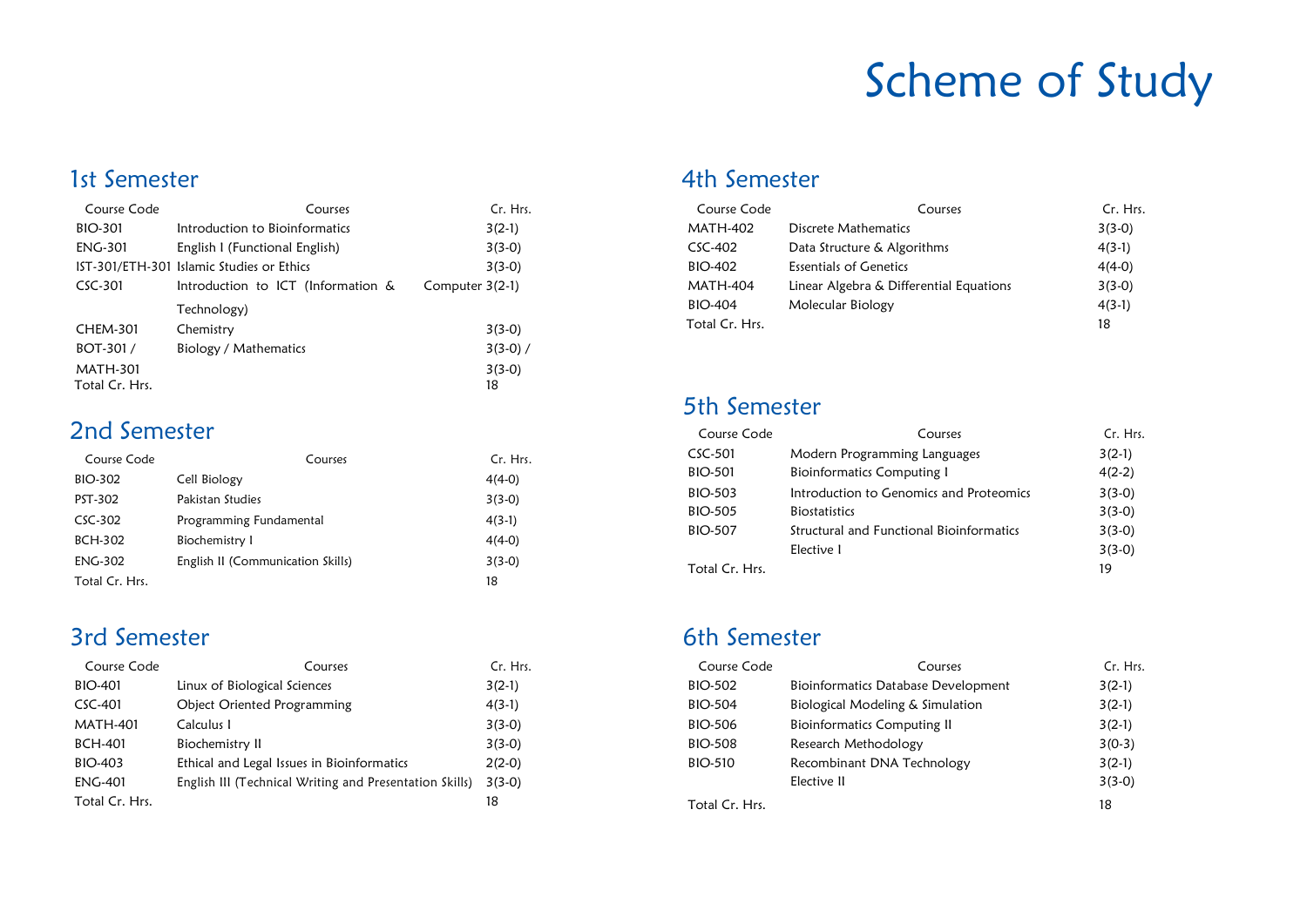# Scheme of Study

## 1st Semester

| Course Code | Courses | Cr. Hrs. |
| --- | --- | --- |
| BIO-301 | Introduction to Bioinformatics | 3(2-1) |
| ENG-301 | English I (Functional English) | 3(3-0) |
| IST-301/ETH-301 | Islamic Studies or Ethics | 3(3-0) |
| CSC-301 | Introduction to ICT (Information & Computer Technology) | 3(2-1) |
| CHEM-301 | Chemistry | 3(3-0) |
| BOT-301 / MATH-301 | Biology / Mathematics | 3(3-0) / 3(3-0) |
| Total Cr. Hrs. | | 18 |

## 2nd Semester

| Course Code | Courses | Cr. Hrs. |
| --- | --- | --- |
| BIO-302 | Cell Biology | 4(4-0) |
| PST-302 | Pakistan Studies | 3(3-0) |
| CSC-302 | Programming Fundamental | 4(3-1) |
| BCH-302 | Biochemistry I | 4(4-0) |
| ENG-302 | English II (Communication Skills) | 3(3-0) |
| Total Cr. Hrs. | | 18 |

## 3rd Semester

| Course Code | Courses | Cr. Hrs. |
| --- | --- | --- |
| BIO-401 | Linux of Biological Sciences | 3(2-1) |
| CSC-401 | Object Oriented Programming | 4(3-1) |
| MATH-401 | Calculus I | 3(3-0) |
| BCH-401 | Biochemistry II | 3(3-0) |
| BIO-403 | Ethical and Legal Issues in Bioinformatics | 2(2-0) |
| ENG-401 | English III (Technical Writing and Presentation Skills) | 3(3-0) |
| Total Cr. Hrs. | | 18 |

## 4th Semester

| Course Code | Courses | Cr. Hrs. |
| --- | --- | --- |
| MATH-402 | Discrete Mathematics | 3(3-0) |
| CSC-402 | Data Structure & Algorithms | 4(3-1) |
| BIO-402 | Essentials of Genetics | 4(4-0) |
| MATH-404 | Linear Algebra & Differential Equations | 3(3-0) |
| BIO-404 | Molecular Biology | 4(3-1) |
| Total Cr. Hrs. | | 18 |

## 5th Semester

| Course Code | Courses | Cr. Hrs. |
| --- | --- | --- |
| CSC-501 | Modern Programming Languages | 3(2-1) |
| BIO-501 | Bioinformatics Computing I | 4(2-2) |
| BIO-503 | Introduction to Genomics and Proteomics | 3(3-0) |
| BIO-505 | Biostatistics | 3(3-0) |
| BIO-507 | Structural and Functional Bioinformatics | 3(3-0) |
| | Elective I | 3(3-0) |
| Total Cr. Hrs. | | 19 |

## 6th Semester

| Course Code | Courses | Cr. Hrs. |
| --- | --- | --- |
| BIO-502 | Bioinformatics Database Development | 3(2-1) |
| BIO-504 | Biological Modeling & Simulation | 3(2-1) |
| BIO-506 | Bioinformatics Computing II | 3(2-1) |
| BIO-508 | Research Methodology | 3(0-3) |
| BIO-510 | Recombinant DNA Technology | 3(2-1) |
| | Elective II | 3(3-0) |
| Total Cr. Hrs. | | 18 |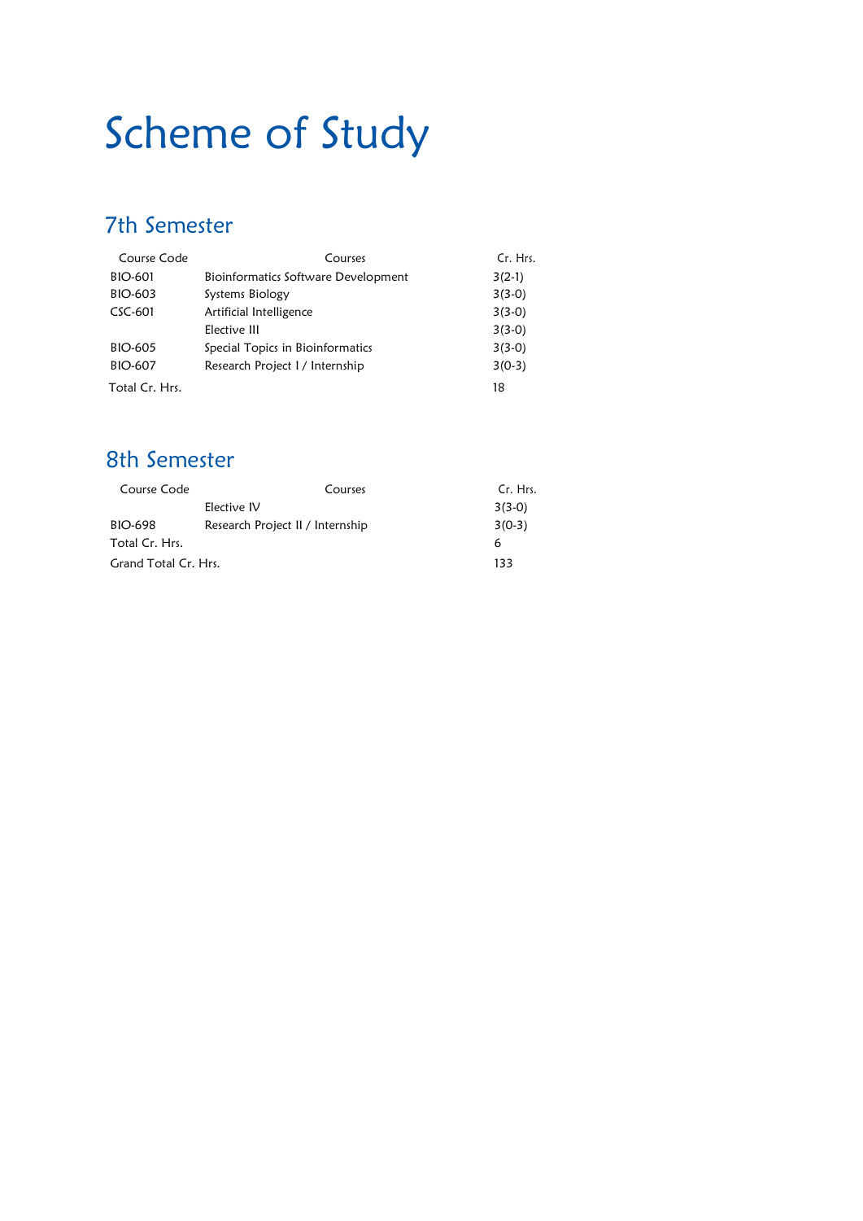# Scheme of Study

## 7th Semester

| Course Code | Courses | Cr. Hrs. |
|---|---|---|
| BIO-601 | Bioinformatics Software Development | 3(2-1) |
| BIO-603 | Systems Biology | 3(3-0) |
| CSC-601 | Artificial Intelligence | 3(3-0) |
| | Elective III | 3(3-0) |
| BIO-605 | Special Topics in Bioinformatics | 3(3-0) |
| BIO-607 | Research Project I / Internship | 3(0-3) |
| Total Cr. Hrs. | | 18 |

## 8th Semester

| Course Code | Courses | Cr. Hrs. |
|---|---|---|
| | Elective IV | 3(3-0) |
| BIO-698 | Research Project II / Internship | 3(0-3) |
| Total Cr. Hrs. | | 6 |
| Grand Total Cr. Hrs. | | 133 |